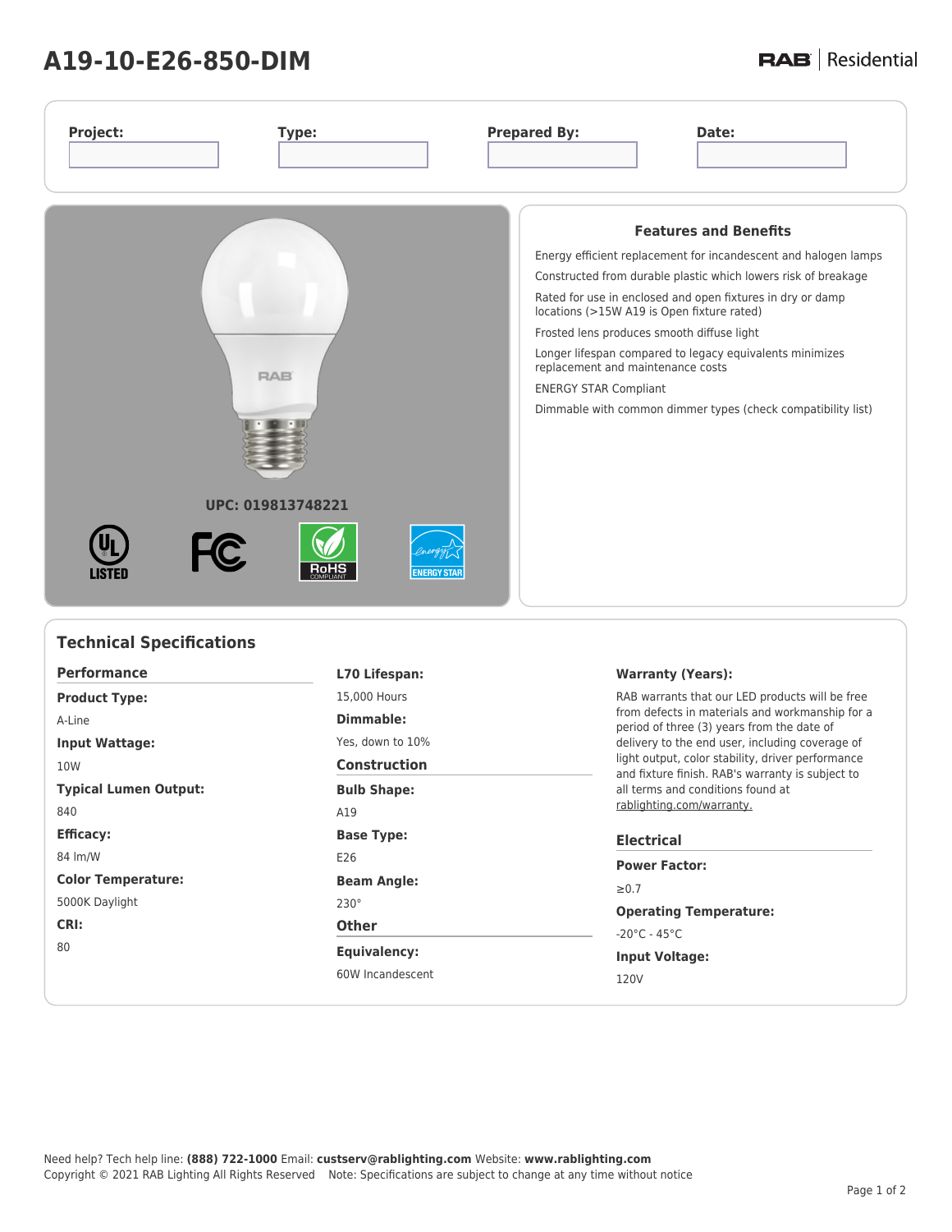# A19-10-E26-850-DIM

RAB | Residential

| Project: | Type: | Prepared By: | Date: |
|---|---|---|---|
| | | | |

UPC: 019813748221

UL LISTED · FC · RoHS COMPLIANT · ENERGY STAR

## Features and Benefits

- Energy efficient replacement for incandescent and halogen lamps
- Constructed from durable plastic which lowers risk of breakage
- Rated for use in enclosed and open fixtures in dry or damp locations (>15W A19 is Open fixture rated)
- Frosted lens produces smooth diffuse light
- Longer lifespan compared to legacy equivalents minimizes replacement and maintenance costs
- ENERGY STAR Compliant
- Dimmable with common dimmer types (check compatibility list)

## Technical Specifications

### Performance

**Product Type:**
A-Line

**Input Wattage:**
10W

**Typical Lumen Output:**
840

**Efficacy:**
84 lm/W

**Color Temperature:**
5000K Daylight

**CRI:**
80

**L70 Lifespan:**
15,000 Hours

**Dimmable:**
Yes, down to 10%

### Construction

**Bulb Shape:**
A19

**Base Type:**
E26

**Beam Angle:**
230°

### Other

**Equivalency:**
60W Incandescent

**Warranty (Years):**

RAB warrants that our LED products will be free from defects in materials and workmanship for a period of three (3) years from the date of delivery to the end user, including coverage of light output, color stability, driver performance and fixture finish. RAB's warranty is subject to all terms and conditions found at rablighting.com/warranty.

### Electrical

**Power Factor:**
≥0.7

**Operating Temperature:**
-20°C - 45°C

**Input Voltage:**
120V

Need help? Tech help line: **(888) 722-1000** Email: **custserv@rablighting.com** Website: **www.rablighting.com**
Copyright © 2021 RAB Lighting All Rights Reserved Note: Specifications are subject to change at any time without notice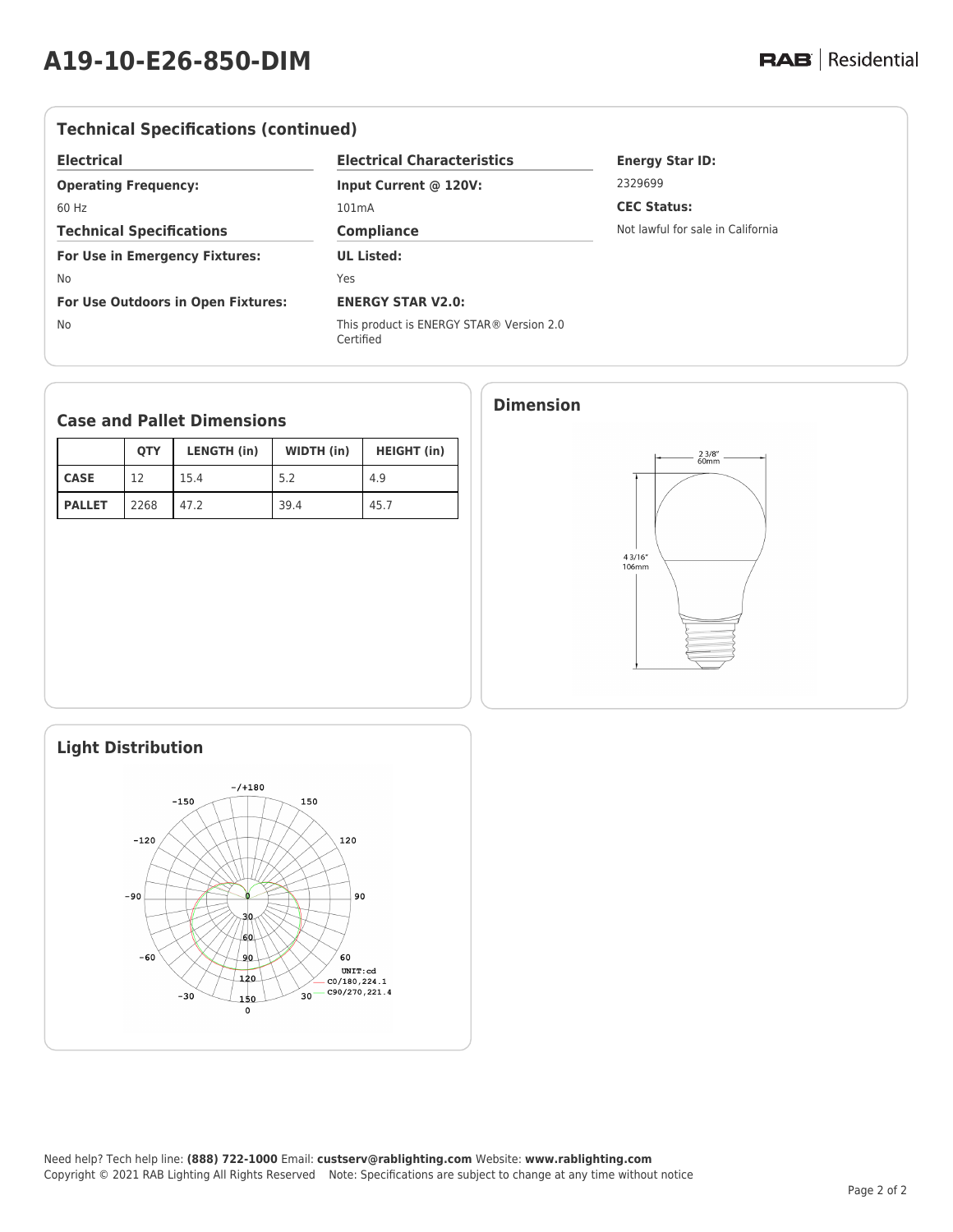# A19-10-E26-850-DIM

RAB | Residential

## Technical Specifications (continued)

### Electrical

**Operating Frequency:**

60 Hz

### Technical Specifications

**For Use in Emergency Fixtures:**

No

**For Use Outdoors in Open Fixtures:**

No

### Electrical Characteristics

**Input Current @ 120V:**

101mA

### Compliance

**UL Listed:**

Yes

**ENERGY STAR V2.0:**

This product is ENERGY STAR® Version 2.0 Certified

**Energy Star ID:**

2329699

**CEC Status:**

Not lawful for sale in California

## Case and Pallet Dimensions

| | QTY | LENGTH (in) | WIDTH (in) | HEIGHT (in) |
|---|---|---|---|---|
| **CASE** | 12 | 15.4 | 5.2 | 4.9 |
| **PALLET** | 2268 | 47.2 | 39.4 | 45.7 |

## Dimension

2 3/8"
60mm

4 3/16"
106mm

## Light Distribution

-/+180
-150
150
-120
120
-90
90
-60
60
-30
30
0
0
30
60
90
120
150
UNIT:cd
C0/180,224.1
C90/270,221.4

Need help? Tech help line: **(888) 722-1000** Email: **custserv@rablighting.com** Website: **www.rablighting.com**
Copyright © 2021 RAB Lighting All Rights Reserved Note: Specifications are subject to change at any time without notice